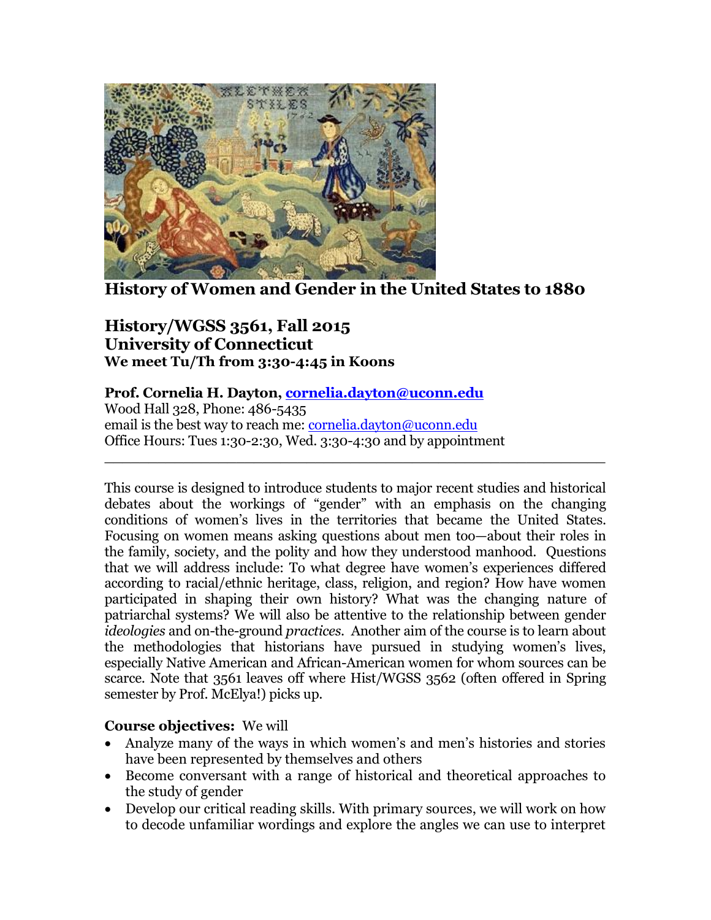# History of Women and Gender in the United States to 1880

## History/WGSS 3561, Fall 2015
## University of Connecticut
### We meet Tu/Th from 3:30-4:45 in Koons

**Prof. Cornelia H. Dayton, cornelia.dayton@uconn.edu**
Wood Hall 328, Phone: 486-5435
email is the best way to reach me: cornelia.dayton@uconn.edu
Office Hours: Tues 1:30-2:30, Wed. 3:30-4:30 and by appointment

---

This course is designed to introduce students to major recent studies and historical debates about the workings of "gender" with an emphasis on the changing conditions of women's lives in the territories that became the United States. Focusing on women means asking questions about men too—about their roles in the family, society, and the polity and how they understood manhood. Questions that we will address include: To what degree have women's experiences differed according to racial/ethnic heritage, class, religion, and region? How have women participated in shaping their own history? What was the changing nature of patriarchal systems? We will also be attentive to the relationship between gender *ideologies* and on-the-ground *practices*. Another aim of the course is to learn about the methodologies that historians have pursued in studying women's lives, especially Native American and African-American women for whom sources can be scarce. Note that 3561 leaves off where Hist/WGSS 3562 (often offered in Spring semester by Prof. McElya!) picks up.

**Course objectives:** We will

- Analyze many of the ways in which women's and men's histories and stories have been represented by themselves and others
- Become conversant with a range of historical and theoretical approaches to the study of gender
- Develop our critical reading skills. With primary sources, we will work on how to decode unfamiliar wordings and explore the angles we can use to interpret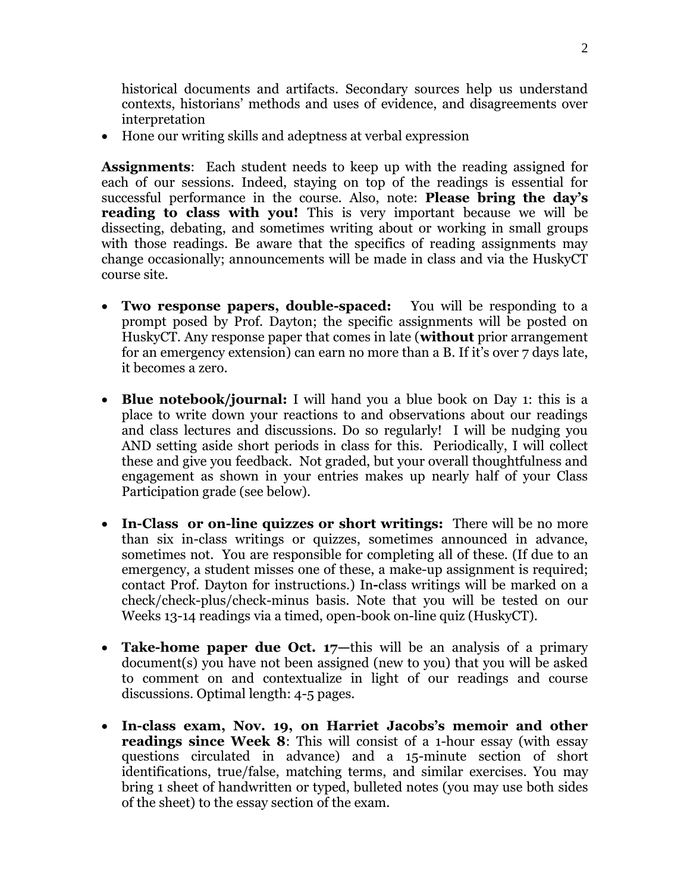historical documents and artifacts. Secondary sources help us understand contexts, historians' methods and uses of evidence, and disagreements over interpretation

- Hone our writing skills and adeptness at verbal expression

**Assignments**: Each student needs to keep up with the reading assigned for each of our sessions. Indeed, staying on top of the readings is essential for successful performance in the course. Also, note: **Please bring the day's reading to class with you!** This is very important because we will be dissecting, debating, and sometimes writing about or working in small groups with those readings. Be aware that the specifics of reading assignments may change occasionally; announcements will be made in class and via the HuskyCT course site.

- **Two response papers, double-spaced:** You will be responding to a prompt posed by Prof. Dayton; the specific assignments will be posted on HuskyCT. Any response paper that comes in late (**without** prior arrangement for an emergency extension) can earn no more than a B. If it's over 7 days late, it becomes a zero.

- **Blue notebook/journal:** I will hand you a blue book on Day 1: this is a place to write down your reactions to and observations about our readings and class lectures and discussions. Do so regularly! I will be nudging you AND setting aside short periods in class for this. Periodically, I will collect these and give you feedback. Not graded, but your overall thoughtfulness and engagement as shown in your entries makes up nearly half of your Class Participation grade (see below).

- **In-Class or on-line quizzes or short writings:** There will be no more than six in-class writings or quizzes, sometimes announced in advance, sometimes not. You are responsible for completing all of these. (If due to an emergency, a student misses one of these, a make-up assignment is required; contact Prof. Dayton for instructions.) In-class writings will be marked on a check/check-plus/check-minus basis. Note that you will be tested on our Weeks 13-14 readings via a timed, open-book on-line quiz (HuskyCT).

- **Take-home paper due Oct. 17**—this will be an analysis of a primary document(s) you have not been assigned (new to you) that you will be asked to comment on and contextualize in light of our readings and course discussions. Optimal length: 4-5 pages.

- **In-class exam, Nov. 19, on Harriet Jacobs's memoir and other readings since Week 8**: This will consist of a 1-hour essay (with essay questions circulated in advance) and a 15-minute section of short identifications, true/false, matching terms, and similar exercises. You may bring 1 sheet of handwritten or typed, bulleted notes (you may use both sides of the sheet) to the essay section of the exam.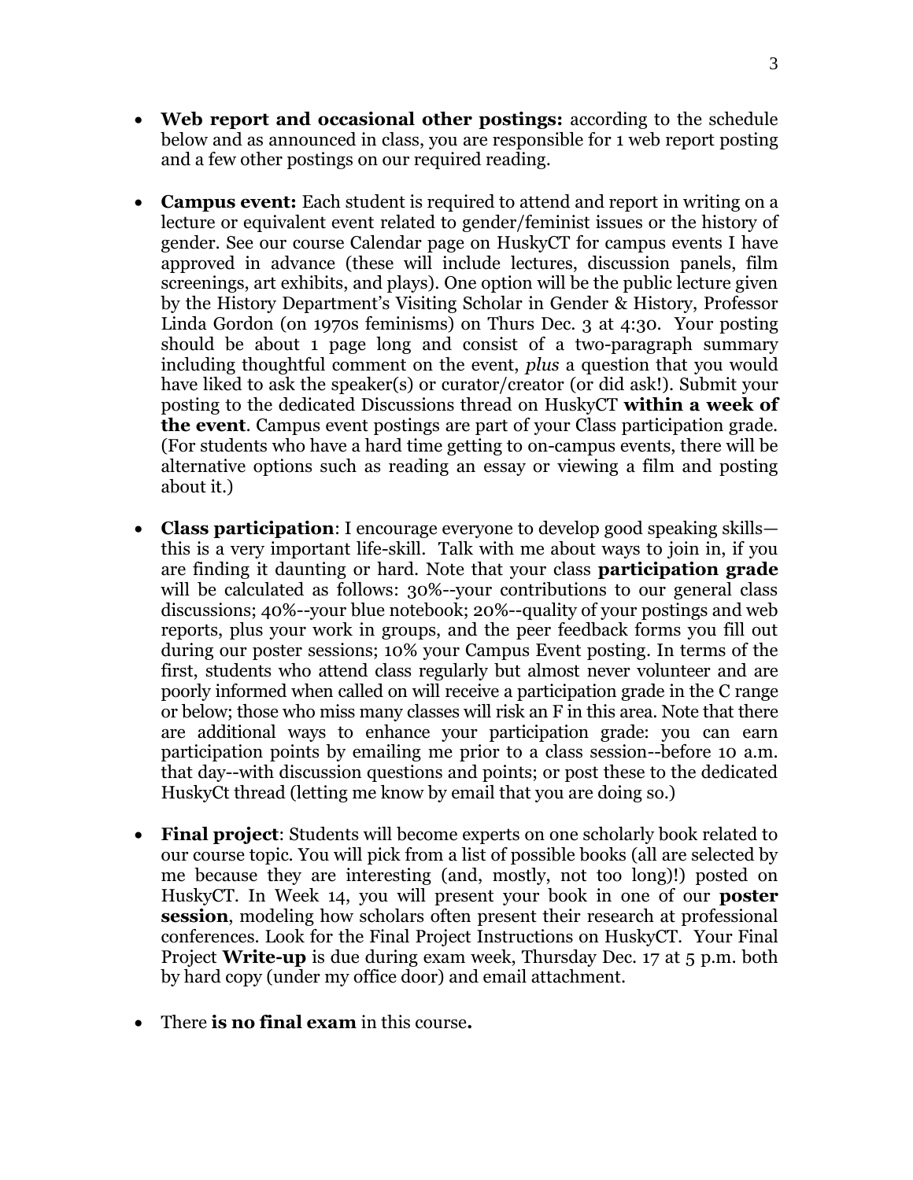- **Web report and occasional other postings:** according to the schedule below and as announced in class, you are responsible for 1 web report posting and a few other postings on our required reading.

- **Campus event:** Each student is required to attend and report in writing on a lecture or equivalent event related to gender/feminist issues or the history of gender. See our course Calendar page on HuskyCT for campus events I have approved in advance (these will include lectures, discussion panels, film screenings, art exhibits, and plays). One option will be the public lecture given by the History Department's Visiting Scholar in Gender & History, Professor Linda Gordon (on 1970s feminisms) on Thurs Dec. 3 at 4:30. Your posting should be about 1 page long and consist of a two-paragraph summary including thoughtful comment on the event, *plus* a question that you would have liked to ask the speaker(s) or curator/creator (or did ask!). Submit your posting to the dedicated Discussions thread on HuskyCT **within a week of the event**. Campus event postings are part of your Class participation grade. (For students who have a hard time getting to on-campus events, there will be alternative options such as reading an essay or viewing a film and posting about it.)

- **Class participation**: I encourage everyone to develop good speaking skills—this is a very important life-skill. Talk with me about ways to join in, if you are finding it daunting or hard. Note that your class **participation grade** will be calculated as follows: 30%--your contributions to our general class discussions; 40%--your blue notebook; 20%--quality of your postings and web reports, plus your work in groups, and the peer feedback forms you fill out during our poster sessions; 10% your Campus Event posting. In terms of the first, students who attend class regularly but almost never volunteer and are poorly informed when called on will receive a participation grade in the C range or below; those who miss many classes will risk an F in this area. Note that there are additional ways to enhance your participation grade: you can earn participation points by emailing me prior to a class session--before 10 a.m. that day--with discussion questions and points; or post these to the dedicated HuskyCt thread (letting me know by email that you are doing so.)

- **Final project**: Students will become experts on one scholarly book related to our course topic. You will pick from a list of possible books (all are selected by me because they are interesting (and, mostly, not too long)!) posted on HuskyCT. In Week 14, you will present your book in one of our **poster session**, modeling how scholars often present their research at professional conferences. Look for the Final Project Instructions on HuskyCT. Your Final Project **Write-up** is due during exam week, Thursday Dec. 17 at 5 p.m. both by hard copy (under my office door) and email attachment.

- There **is no final exam** in this course**.**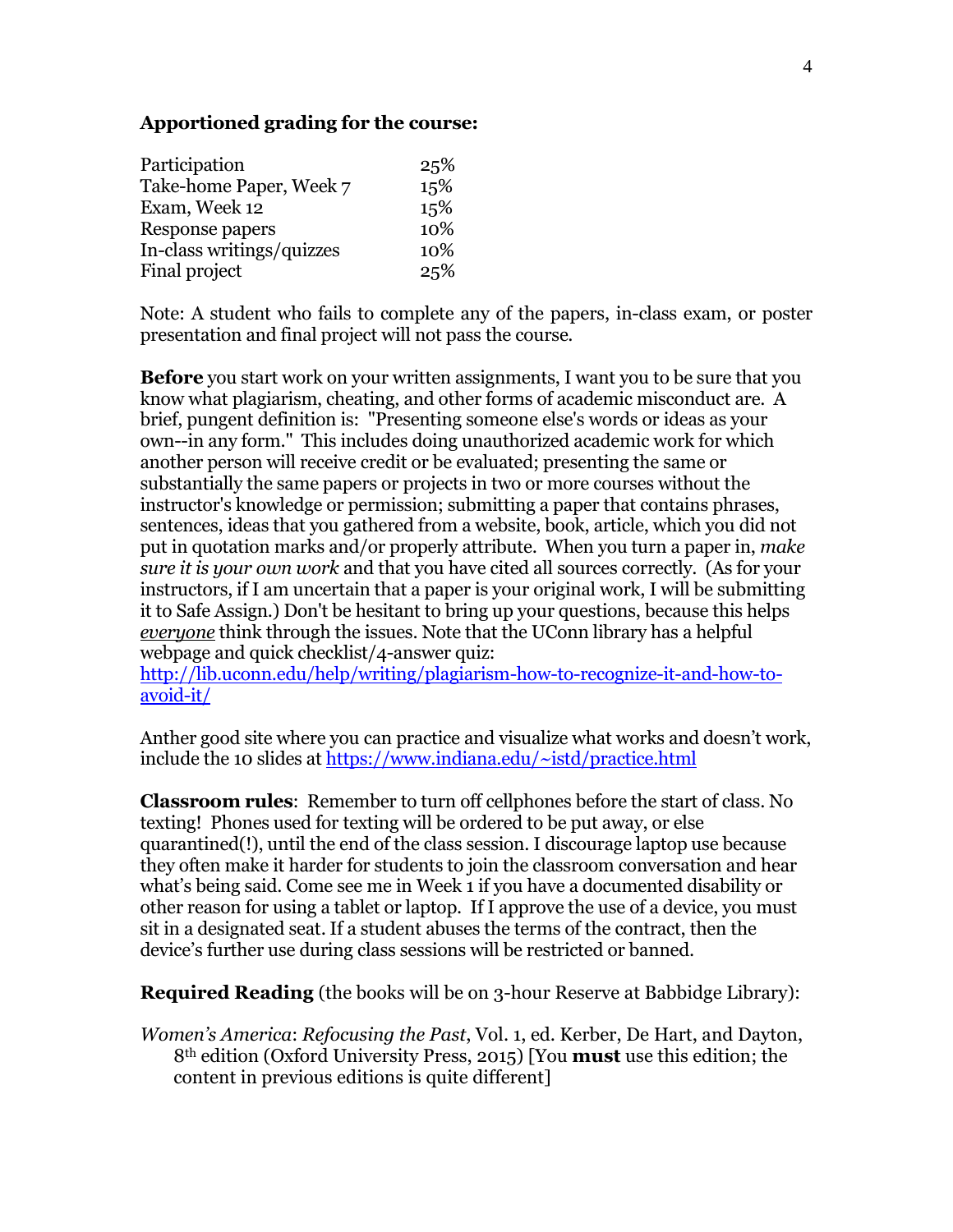**Apportioned grading for the course:**

| | |
|---|---|
| Participation | 25% |
| Take-home Paper, Week 7 | 15% |
| Exam, Week 12 | 15% |
| Response papers | 10% |
| In-class writings/quizzes | 10% |
| Final project | 25% |

Note: A student who fails to complete any of the papers, in-class exam, or poster presentation and final project will not pass the course.

**Before** you start work on your written assignments, I want you to be sure that you know what plagiarism, cheating, and other forms of academic misconduct are. A brief, pungent definition is: "Presenting someone else's words or ideas as your own--in any form." This includes doing unauthorized academic work for which another person will receive credit or be evaluated; presenting the same or substantially the same papers or projects in two or more courses without the instructor's knowledge or permission; submitting a paper that contains phrases, sentences, ideas that you gathered from a website, book, article, which you did not put in quotation marks and/or properly attribute. When you turn a paper in, *make sure it is your own work* and that you have cited all sources correctly. (As for your instructors, if I am uncertain that a paper is your original work, I will be submitting it to Safe Assign.) Don't be hesitant to bring up your questions, because this helps *everyone* think through the issues. Note that the UConn library has a helpful webpage and quick checklist/4-answer quiz: http://lib.uconn.edu/help/writing/plagiarism-how-to-recognize-it-and-how-to-avoid-it/

Anther good site where you can practice and visualize what works and doesn't work, include the 10 slides at https://www.indiana.edu/~istd/practice.html

**Classroom rules**: Remember to turn off cellphones before the start of class. No texting! Phones used for texting will be ordered to be put away, or else quarantined(!), until the end of the class session. I discourage laptop use because they often make it harder for students to join the classroom conversation and hear what's being said. Come see me in Week 1 if you have a documented disability or other reason for using a tablet or laptop. If I approve the use of a device, you must sit in a designated seat. If a student abuses the terms of the contract, then the device's further use during class sessions will be restricted or banned.

**Required Reading** (the books will be on 3-hour Reserve at Babbidge Library):

*Women's America*: *Refocusing the Past*, Vol. 1, ed. Kerber, De Hart, and Dayton, 8th edition (Oxford University Press, 2015) [You **must** use this edition; the content in previous editions is quite different]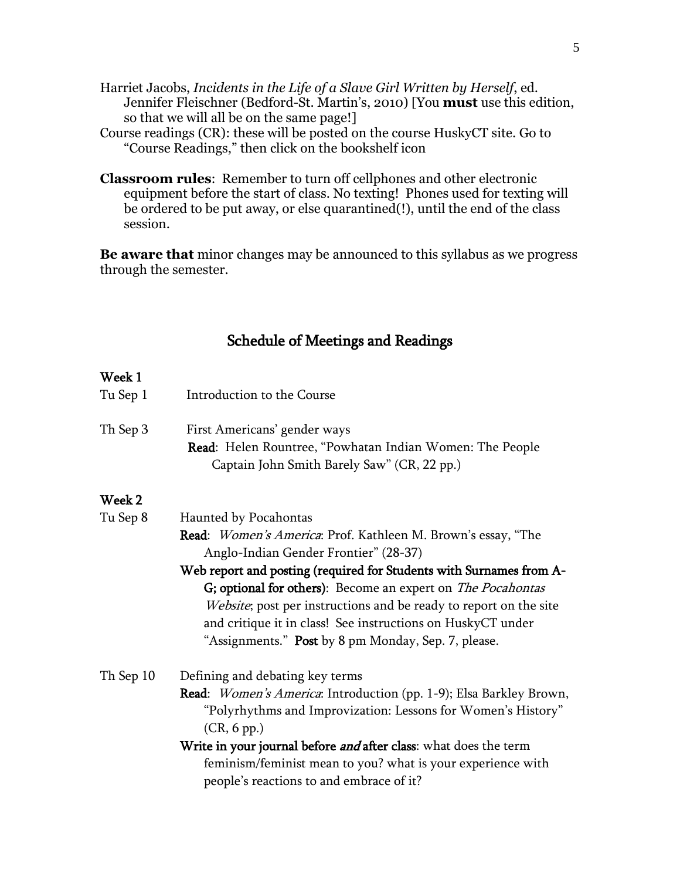Harriet Jacobs, *Incidents in the Life of a Slave Girl Written by Herself*, ed. Jennifer Fleischner (Bedford-St. Martin's, 2010) [You **must** use this edition, so that we will all be on the same page!]

Course readings (CR): these will be posted on the course HuskyCT site. Go to "Course Readings," then click on the bookshelf icon

**Classroom rules**: Remember to turn off cellphones and other electronic equipment before the start of class. No texting! Phones used for texting will be ordered to be put away, or else quarantined(!), until the end of the class session.

**Be aware that** minor changes may be announced to this syllabus as we progress through the semester.

## Schedule of Meetings and Readings

### Week 1

**Tu Sep 1** — Introduction to the Course

**Th Sep 3** — First Americans' gender ways

**Read**: Helen Rountree, "Powhatan Indian Women: The People Captain John Smith Barely Saw" (CR, 22 pp.)

### Week 2

**Tu Sep 8** — Haunted by Pocahontas

**Read**: *Women's America*: Prof. Kathleen M. Brown's essay, "The Anglo-Indian Gender Frontier" (28-37)

**Web report and posting (required for Students with Surnames from A-G; optional for others)**: Become an expert on *The Pocahontas Website*; post per instructions and be ready to report on the site and critique it in class! See instructions on HuskyCT under "Assignments." **Post** by 8 pm Monday, Sep. 7, please.

**Th Sep 10** — Defining and debating key terms

**Read**: *Women's America*: Introduction (pp. 1-9); Elsa Barkley Brown, "Polyrhythms and Improvization: Lessons for Women's History" (CR, 6 pp.)

**Write in your journal before *and* after class**: what does the term feminism/feminist mean to you? what is your experience with people's reactions to and embrace of it?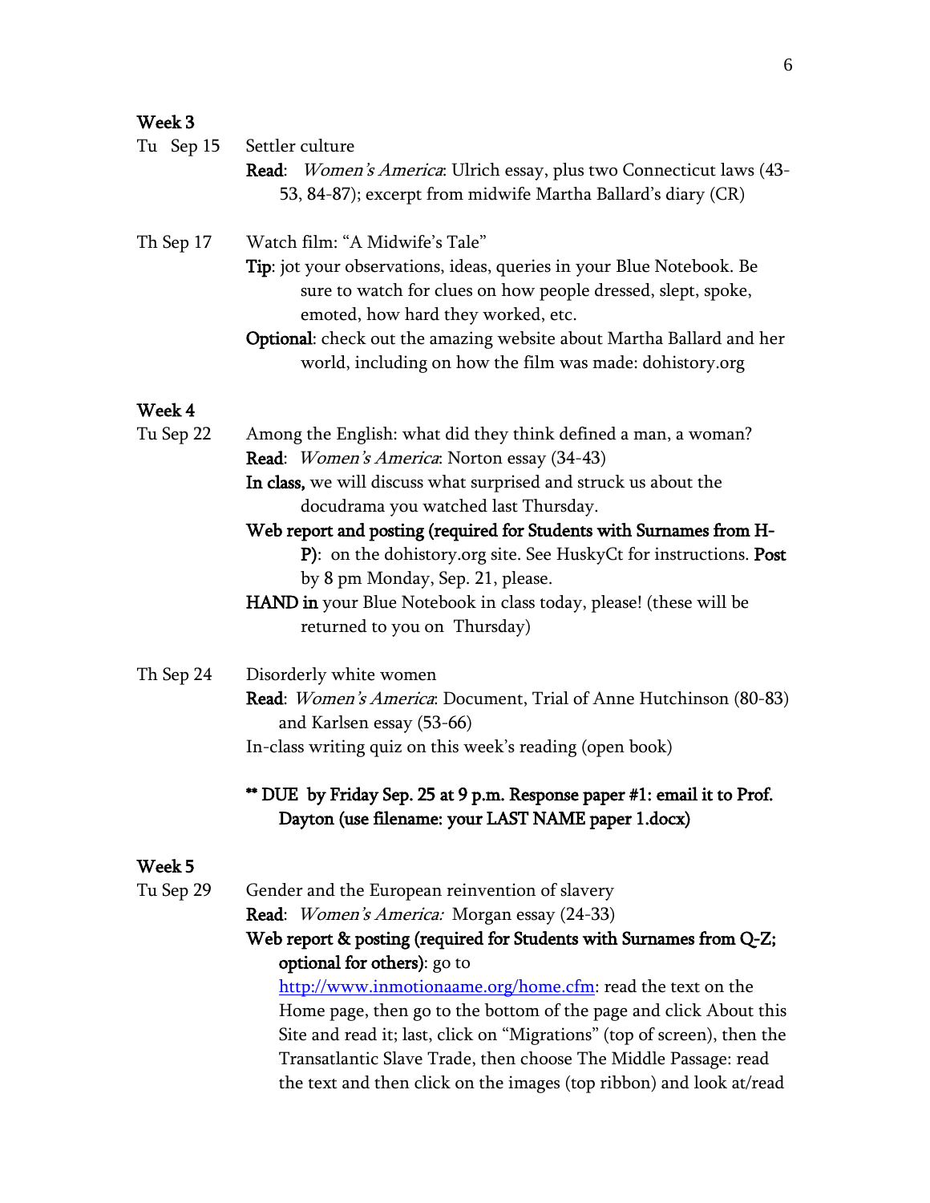### Week 3

**Tu Sep 15** Settler culture

**Read**: *Women's America*: Ulrich essay, plus two Connecticut laws (43-53, 84-87); excerpt from midwife Martha Ballard's diary (CR)

**Th Sep 17** Watch film: "A Midwife's Tale"

**Tip**: jot your observations, ideas, queries in your Blue Notebook. Be sure to watch for clues on how people dressed, slept, spoke, emoted, how hard they worked, etc.

**Optional**: check out the amazing website about Martha Ballard and her world, including on how the film was made: dohistory.org

### Week 4

**Tu Sep 22** Among the English: what did they think defined a man, a woman?

**Read**: *Women's America*: Norton essay (34-43)

**In class,** we will discuss what surprised and struck us about the docudrama you watched last Thursday.

**Web report and posting (required for Students with Surnames from H-P)**: on the dohistory.org site. See HuskyCt for instructions. **Post** by 8 pm Monday, Sep. 21, please.

**HAND in** your Blue Notebook in class today, please! (these will be returned to you on Thursday)

**Th Sep 24** Disorderly white women

**Read**: *Women's America*: Document, Trial of Anne Hutchinson (80-83) and Karlsen essay (53-66)

In-class writing quiz on this week's reading (open book)

**** DUE by Friday Sep. 25 at 9 p.m. Response paper #1: email it to Prof. Dayton (use filename: your LAST NAME paper 1.docx)**

### Week 5

**Tu Sep 29** Gender and the European reinvention of slavery

**Read**: *Women's America:* Morgan essay (24-33)

**Web report & posting (required for Students with Surnames from Q-Z; optional for others)**: go to [http://www.inmotionaame.org/home.cfm](http://www.inmotionaame.org/home.cfm): read the text on the Home page, then go to the bottom of the page and click About this Site and read it; last, click on "Migrations" (top of screen), then the Transatlantic Slave Trade, then choose The Middle Passage: read the text and then click on the images (top ribbon) and look at/read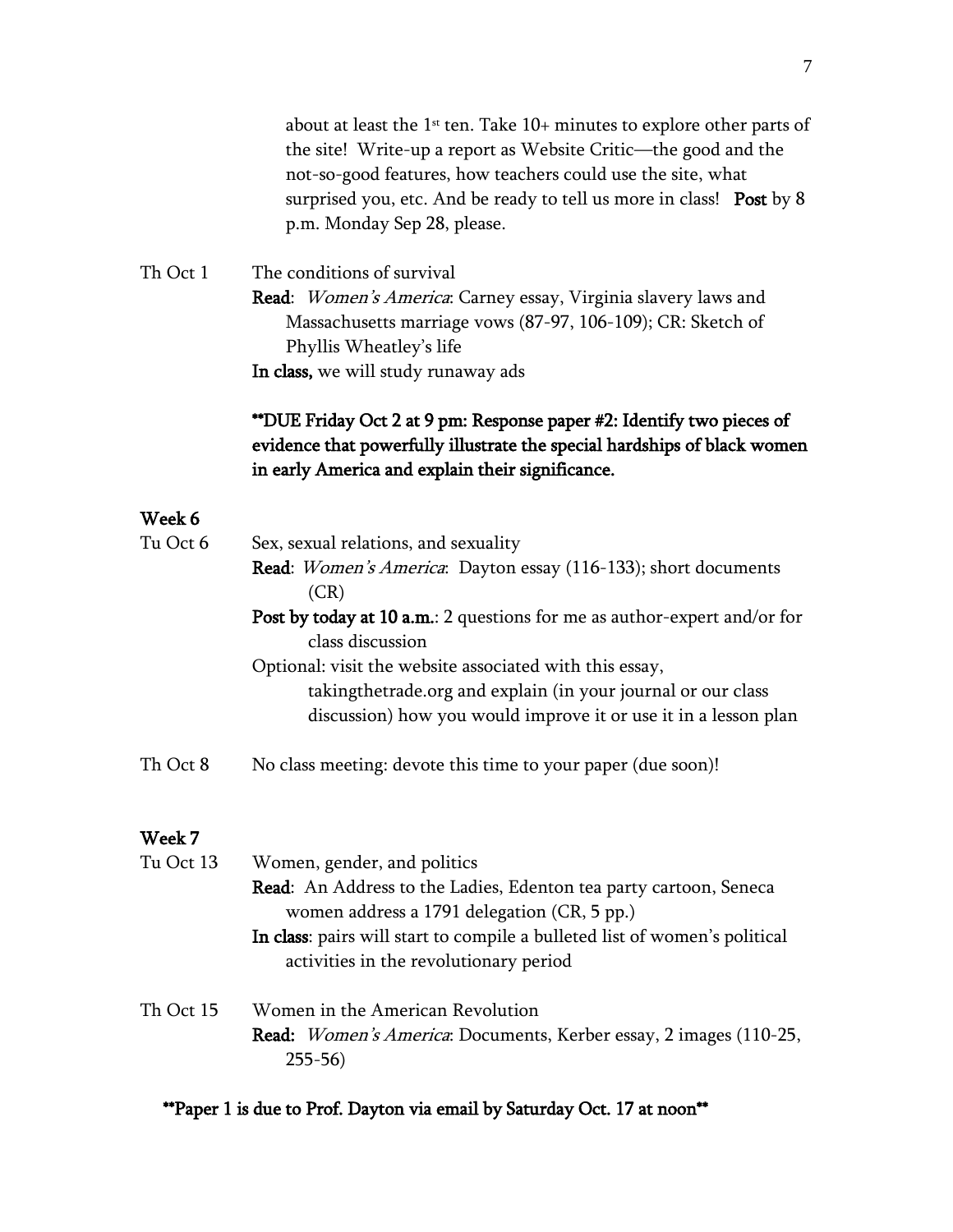about at least the 1st ten. Take 10+ minutes to explore other parts of the site! Write-up a report as Website Critic—the good and the not-so-good features, how teachers could use the site, what surprised you, etc. And be ready to tell us more in class! **Post** by 8 p.m. Monday Sep 28, please.

Th Oct 1 — The conditions of survival

**Read**: *Women's America*: Carney essay, Virginia slavery laws and Massachusetts marriage vows (87-97, 106-109); CR: Sketch of Phyllis Wheatley's life

**In class,** we will study runaway ads

**\*\*DUE Friday Oct 2 at 9 pm: Response paper #2: Identify two pieces of evidence that powerfully illustrate the special hardships of black women in early America and explain their significance.**

## Week 6

Tu Oct 6 — Sex, sexual relations, and sexuality

**Read**: *Women's America*: Dayton essay (116-133); short documents (CR)

**Post by today at 10 a.m.**: 2 questions for me as author-expert and/or for class discussion

Optional: visit the website associated with this essay, takingthetrade.org and explain (in your journal or our class discussion) how you would improve it or use it in a lesson plan

Th Oct 8 — No class meeting: devote this time to your paper (due soon)!

## Week 7

Tu Oct 13 — Women, gender, and politics

**Read**: An Address to the Ladies, Edenton tea party cartoon, Seneca women address a 1791 delegation (CR, 5 pp.)

**In class**: pairs will start to compile a bulleted list of women's political activities in the revolutionary period

Th Oct 15 — Women in the American Revolution

**Read:** *Women's America*: Documents, Kerber essay, 2 images (110-25, 255-56)

**\*\*Paper 1 is due to Prof. Dayton via email by Saturday Oct. 17 at noon\*\***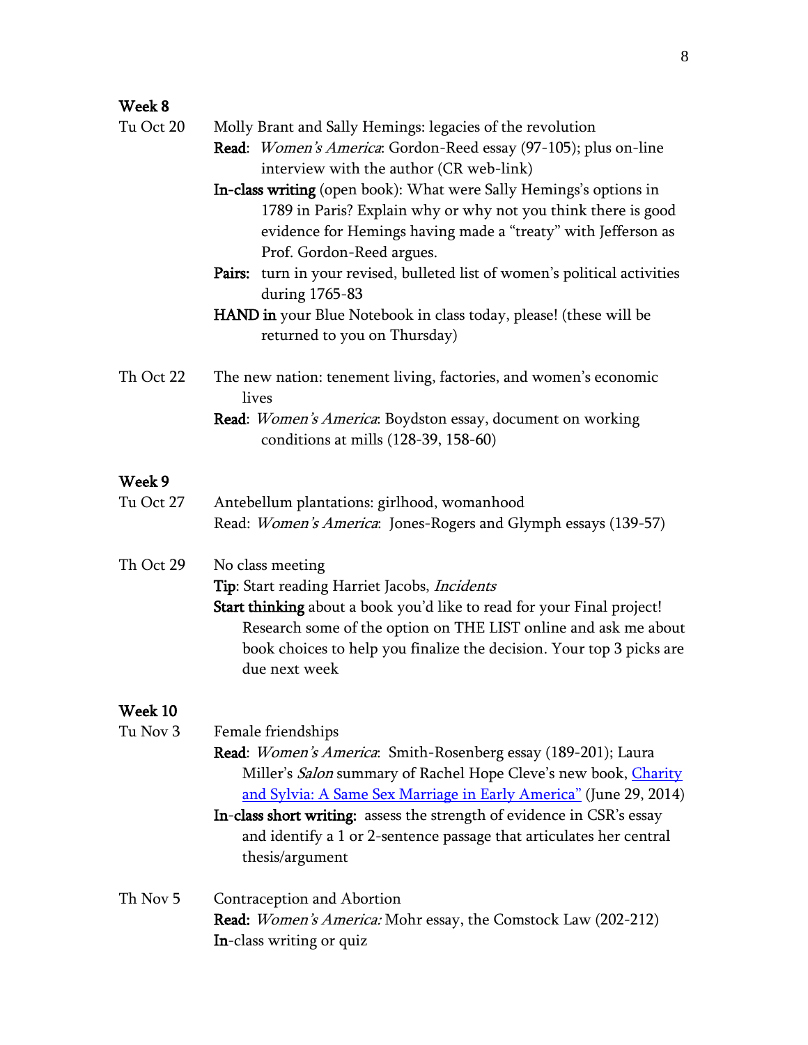**Week 8**

Tu Oct 20 — Molly Brant and Sally Hemings: legacies of the revolution

**Read**: *Women's America*: Gordon-Reed essay (97-105); plus on-line interview with the author (CR web-link)

**In-class writing** (open book): What were Sally Hemings's options in 1789 in Paris? Explain why or why not you think there is good evidence for Hemings having made a "treaty" with Jefferson as Prof. Gordon-Reed argues.

**Pairs:** turn in your revised, bulleted list of women's political activities during 1765-83

**HAND in** your Blue Notebook in class today, please! (these will be returned to you on Thursday)

Th Oct 22 — The new nation: tenement living, factories, and women's economic lives

**Read**: *Women's America*: Boydston essay, document on working conditions at mills (128-39, 158-60)

**Week 9**

Tu Oct 27 — Antebellum plantations: girlhood, womanhood

Read: *Women's America*: Jones-Rogers and Glymph essays (139-57)

Th Oct 29 — No class meeting

**Tip**: Start reading Harriet Jacobs, *Incidents*

**Start thinking** about a book you'd like to read for your Final project! Research some of the option on THE LIST online and ask me about book choices to help you finalize the decision. Your top 3 picks are due next week

**Week 10**

Tu Nov 3 — Female friendships

**Read**: *Women's America*: Smith-Rosenberg essay (189-201); Laura Miller's *Salon* summary of Rachel Hope Cleve's new book, [Charity and Sylvia: A Same Sex Marriage in Early America"]() (June 29, 2014)

**In-class short writing:** assess the strength of evidence in CSR's essay and identify a 1 or 2-sentence passage that articulates her central thesis/argument

Th Nov 5 — Contraception and Abortion

**Read:** *Women's America:* Mohr essay, the Comstock Law (202-212)

**In**-class writing or quiz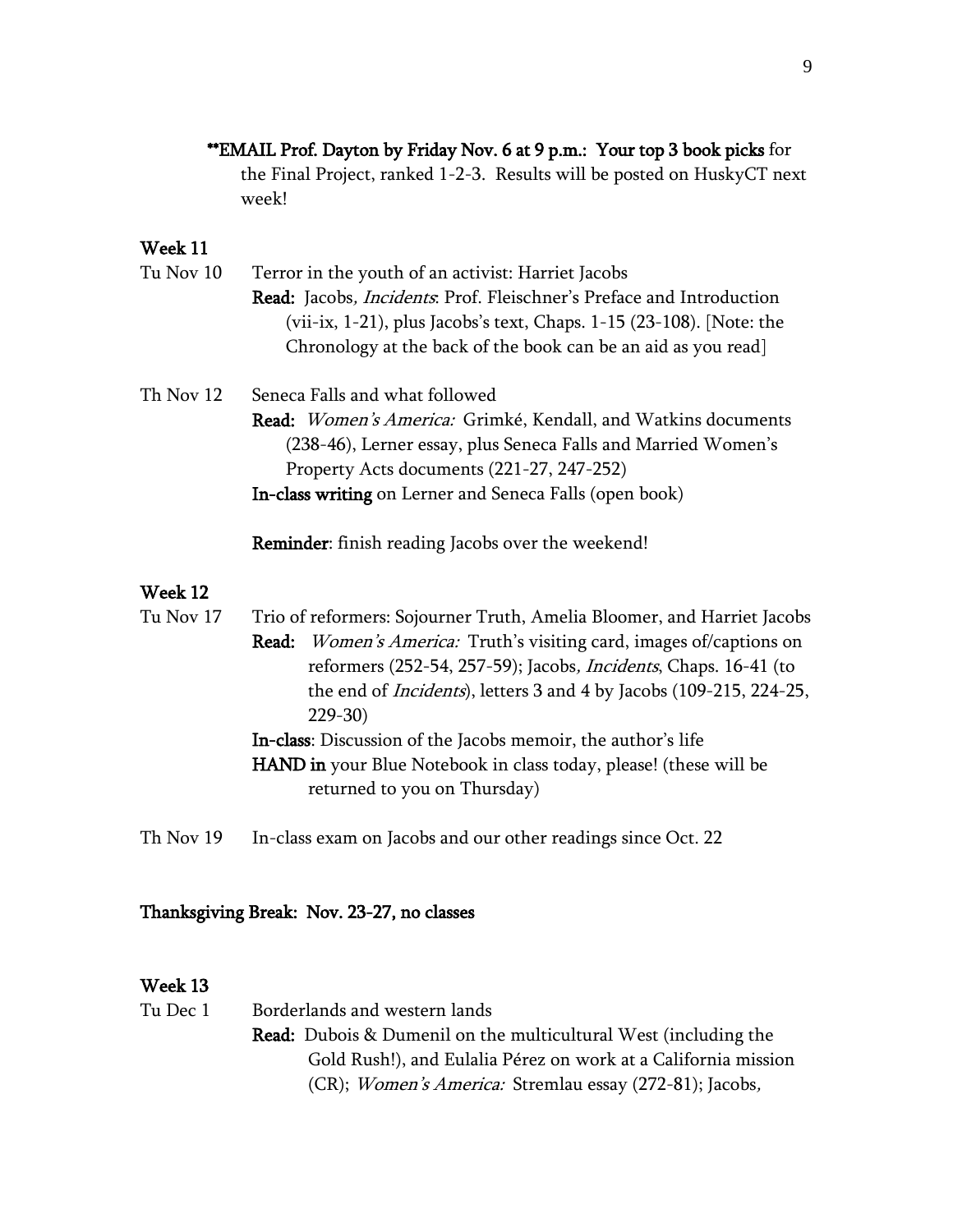**EMAIL Prof. Dayton by Friday Nov. 6 at 9 p.m.: Your top 3 book picks** for the Final Project, ranked 1-2-3. Results will be posted on HuskyCT next week!

### Week 11

**Tu Nov 10** Terror in the youth of an activist: Harriet Jacobs

**Read:** Jacobs*, Incidents*: Prof. Fleischner's Preface and Introduction (vii-ix, 1-21), plus Jacobs's text, Chaps. 1-15 (23-108). [Note: the Chronology at the back of the book can be an aid as you read]

**Th Nov 12** Seneca Falls and what followed

**Read:** *Women's America:* Grimké, Kendall, and Watkins documents (238-46), Lerner essay, plus Seneca Falls and Married Women's Property Acts documents (221-27, 247-252)

**In-class writing** on Lerner and Seneca Falls (open book)

**Reminder**: finish reading Jacobs over the weekend!

### Week 12

**Tu Nov 17** Trio of reformers: Sojourner Truth, Amelia Bloomer, and Harriet Jacobs

**Read:** *Women's America:* Truth's visiting card, images of/captions on reformers (252-54, 257-59); Jacobs*, Incidents*, Chaps. 16-41 (to the end of *Incidents*), letters 3 and 4 by Jacobs (109-215, 224-25, 229-30)

**In-class**: Discussion of the Jacobs memoir, the author's life

**HAND in** your Blue Notebook in class today, please! (these will be returned to you on Thursday)

**Th Nov 19** In-class exam on Jacobs and our other readings since Oct. 22

### Thanksgiving Break: Nov. 23-27, no classes

### Week 13

**Tu Dec 1** Borderlands and western lands

**Read:** Dubois & Dumenil on the multicultural West (including the Gold Rush!), and Eulalia Pérez on work at a California mission (CR); *Women's America:* Stremlau essay (272-81); Jacobs*,*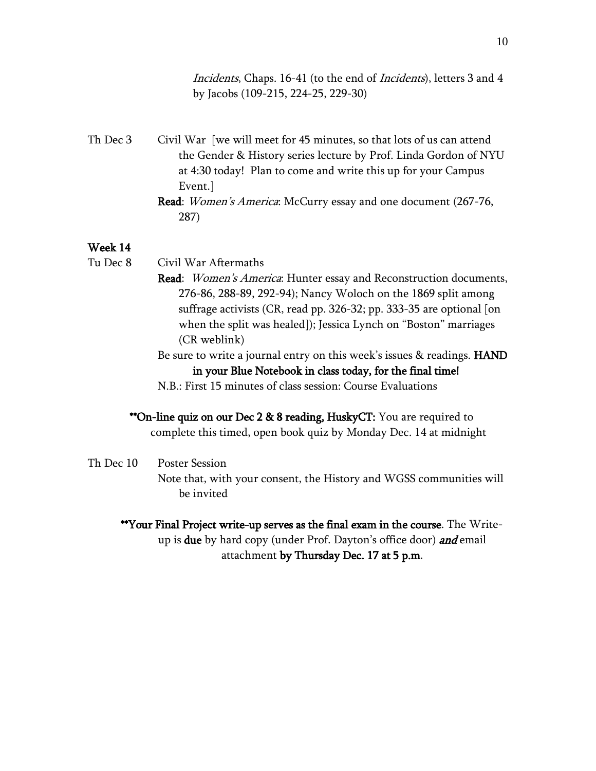*Incidents*, Chaps. 16-41 (to the end of *Incidents*), letters 3 and 4 by Jacobs (109-215, 224-25, 229-30)

Th Dec 3 Civil War [we will meet for 45 minutes, so that lots of us can attend the Gender & History series lecture by Prof. Linda Gordon of NYU at 4:30 today! Plan to come and write this up for your Campus Event.]

**Read**: *Women's America*: McCurry essay and one document (267-76, 287)

**Week 14**

Tu Dec 8 Civil War Aftermaths

**Read**: *Women's America*: Hunter essay and Reconstruction documents, 276-86, 288-89, 292-94); Nancy Woloch on the 1869 split among suffrage activists (CR, read pp. 326-32; pp. 333-35 are optional [on when the split was healed]); Jessica Lynch on "Boston" marriages (CR weblink)

Be sure to write a journal entry on this week's issues & readings. **HAND in your Blue Notebook in class today, for the final time!**

N.B.: First 15 minutes of class session: Course Evaluations

**\*\*On-line quiz on our Dec 2 & 8 reading, HuskyCT:** You are required to complete this timed, open book quiz by Monday Dec. 14 at midnight

Th Dec 10 Poster Session

Note that, with your consent, the History and WGSS communities will be invited

**\*\*Your Final Project write-up serves as the final exam in the course**. The Write-up is **due** by hard copy (under Prof. Dayton's office door) ***and*** email attachment **by Thursday Dec. 17 at 5 p.m**.